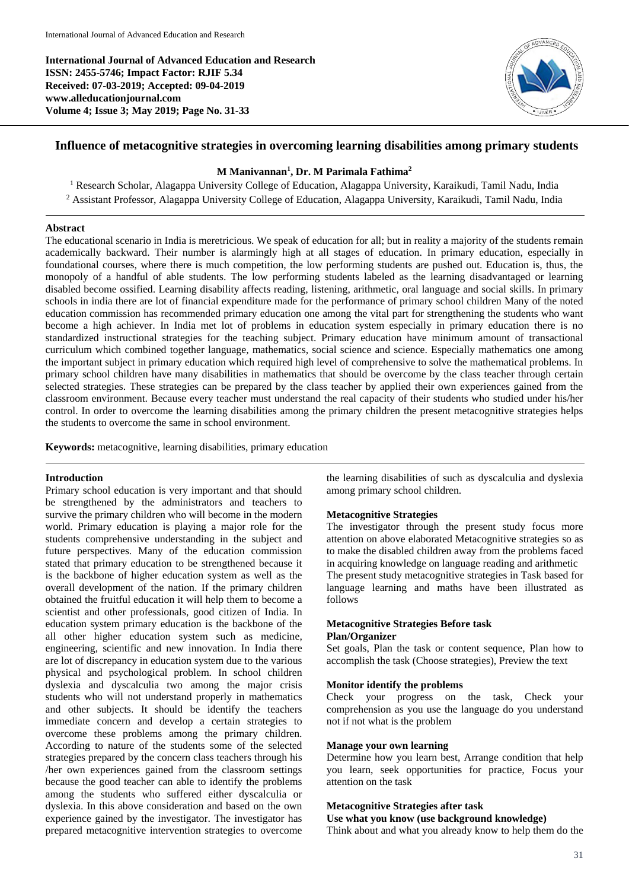**International Journal of Advanced Education and Research**
**ISSN: 2455-5746; Impact Factor: RJIF 5.34**
**Received: 07-03-2019; Accepted: 09-04-2019**
**www.alleducationjournal.com**
**Volume 4; Issue 3; May 2019; Page No. 31-33**

# Influence of metacognitive strategies in overcoming learning disabilities among primary students

**M Manivannan[1], Dr. M Parimala Fathima[2]**

[1] Research Scholar, Alagappa University College of Education, Alagappa University, Karaikudi, Tamil Nadu, India
[2] Assistant Professor, Alagappa University College of Education, Alagappa University, Karaikudi, Tamil Nadu, India

## Abstract

The educational scenario in India is meretricious. We speak of education for all; but in reality a majority of the students remain academically backward. Their number is alarmingly high at all stages of education. In primary education, especially in foundational courses, where there is much competition, the low performing students are pushed out. Education is, thus, the monopoly of a handful of able students. The low performing students labeled as the learning disadvantaged or learning disabled become ossified. Learning disability affects reading, listening, arithmetic, oral language and social skills. In primary schools in india there are lot of financial expenditure made for the performance of primary school children Many of the noted education commission has recommended primary education one among the vital part for strengthening the students who want become a high achiever. In India met lot of problems in education system especially in primary education there is no standardized instructional strategies for the teaching subject. Primary education have minimum amount of transactional curriculum which combined together language, mathematics, social science and science. Especially mathematics one among the important subject in primary education which required high level of comprehensive to solve the mathematical problems. In primary school children have many disabilities in mathematics that should be overcome by the class teacher through certain selected strategies. These strategies can be prepared by the class teacher by applied their own experiences gained from the classroom environment. Because every teacher must understand the real capacity of their students who studied under his/her control. In order to overcome the learning disabilities among the primary children the present metacognitive strategies helps the students to overcome the same in school environment.

**Keywords:** metacognitive, learning disabilities, primary education

## Introduction

Primary school education is very important and that should be strengthened by the administrators and teachers to survive the primary children who will become in the modern world. Primary education is playing a major role for the students comprehensive understanding in the subject and future perspectives. Many of the education commission stated that primary education to be strengthened because it is the backbone of higher education system as well as the overall development of the nation. If the primary children obtained the fruitful education it will help them to become a scientist and other professionals, good citizen of India. In education system primary education is the backbone of the all other higher education system such as medicine, engineering, scientific and new innovation. In India there are lot of discrepancy in education system due to the various physical and psychological problem. In school children dyslexia and dyscalculia two among the major crisis students who will not understand properly in mathematics and other subjects. It should be identify the teachers immediate concern and develop a certain strategies to overcome these problems among the primary children. According to nature of the students some of the selected strategies prepared by the concern class teachers through his /her own experiences gained from the classroom settings because the good teacher can able to identify the problems among the students who suffered either dyscalculia or dyslexia. In this above consideration and based on the own experience gained by the investigator. The investigator has prepared metacognitive intervention strategies to overcome the learning disabilities of such as dyscalculia and dyslexia among primary school children.

## Metacognitive Strategies

The investigator through the present study focus more attention on above elaborated Metacognitive strategies so as to make the disabled children away from the problems faced in acquiring knowledge on language reading and arithmetic
The present study metacognitive strategies in Task based for language learning and maths have been illustrated as follows

### Metacognitive Strategies Before task

**Plan/Organizer**

Set goals, Plan the task or content sequence, Plan how to accomplish the task (Choose strategies), Preview the text

**Monitor identify the problems**

Check your progress on the task, Check your comprehension as you use the language do you understand not if not what is the problem

**Manage your own learning**

Determine how you learn best, Arrange condition that help you learn, seek opportunities for practice, Focus your attention on the task

### Metacognitive Strategies after task

**Use what you know (use background knowledge)**

Think about and what you already know to help them do the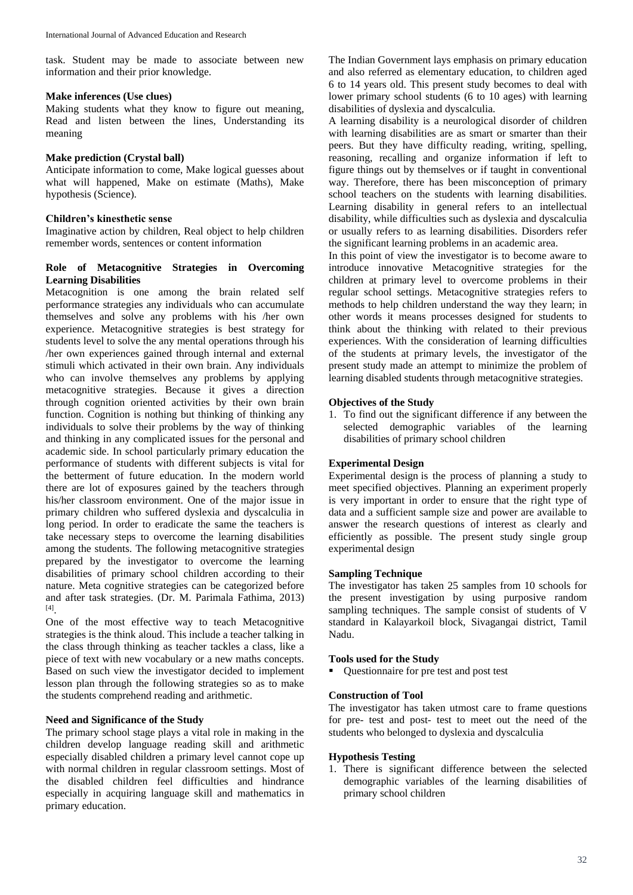task. Student may be made to associate between new information and their prior knowledge.

**Make inferences (Use clues)**

Making students what they know to figure out meaning, Read and listen between the lines, Understanding its meaning

**Make prediction (Crystal ball)**

Anticipate information to come, Make logical guesses about what will happened, Make on estimate (Maths), Make hypothesis (Science).

**Children's kinesthetic sense**

Imaginative action by children, Real object to help children remember words, sentences or content information

**Role of Metacognitive Strategies in Overcoming Learning Disabilities**

Metacognition is one among the brain related self performance strategies any individuals who can accumulate themselves and solve any problems with his /her own experience. Metacognitive strategies is best strategy for students level to solve the any mental operations through his /her own experiences gained through internal and external stimuli which activated in their own brain. Any individuals who can involve themselves any problems by applying metacognitive strategies. Because it gives a direction through cognition oriented activities by their own brain function. Cognition is nothing but thinking of thinking any individuals to solve their problems by the way of thinking and thinking in any complicated issues for the personal and academic side. In school particularly primary education the performance of students with different subjects is vital for the betterment of future education. In the modern world there are lot of exposures gained by the teachers through his/her classroom environment. One of the major issue in primary children who suffered dyslexia and dyscalculia in long period. In order to eradicate the same the teachers is take necessary steps to overcome the learning disabilities among the students. The following metacognitive strategies prepared by the investigator to overcome the learning disabilities of primary school children according to their nature. Meta cognitive strategies can be categorized before and after task strategies. (Dr. M. Parimala Fathima, 2013) [4].

One of the most effective way to teach Metacognitive strategies is the think aloud. This include a teacher talking in the class through thinking as teacher tackles a class, like a piece of text with new vocabulary or a new maths concepts. Based on such view the investigator decided to implement lesson plan through the following strategies so as to make the students comprehend reading and arithmetic.

**Need and Significance of the Study**

The primary school stage plays a vital role in making in the children develop language reading skill and arithmetic especially disabled children a primary level cannot cope up with normal children in regular classroom settings. Most of the disabled children feel difficulties and hindrance especially in acquiring language skill and mathematics in primary education.

The Indian Government lays emphasis on primary education and also referred as elementary education, to children aged 6 to 14 years old. This present study becomes to deal with lower primary school students (6 to 10 ages) with learning disabilities of dyslexia and dyscalculia.

A learning disability is a neurological disorder of children with learning disabilities are as smart or smarter than their peers. But they have difficulty reading, writing, spelling, reasoning, recalling and organize information if left to figure things out by themselves or if taught in conventional way. Therefore, there has been misconception of primary school teachers on the students with learning disabilities. Learning disability in general refers to an intellectual disability, while difficulties such as dyslexia and dyscalculia or usually refers to as learning disabilities. Disorders refer the significant learning problems in an academic area.

In this point of view the investigator is to become aware to introduce innovative Metacognitive strategies for the children at primary level to overcome problems in their regular school settings. Metacognitive strategies refers to methods to help children understand the way they learn; in other words it means processes designed for students to think about the thinking with related to their previous experiences. With the consideration of learning difficulties of the students at primary levels, the investigator of the present study made an attempt to minimize the problem of learning disabled students through metacognitive strategies.

**Objectives of the Study**

1. To find out the significant difference if any between the selected demographic variables of the learning disabilities of primary school children

**Experimental Design**

Experimental design is the process of planning a study to meet specified objectives. Planning an experiment properly is very important in order to ensure that the right type of data and a sufficient sample size and power are available to answer the research questions of interest as clearly and efficiently as possible. The present study single group experimental design

**Sampling Technique**

The investigator has taken 25 samples from 10 schools for the present investigation by using purposive random sampling techniques. The sample consist of students of V standard in Kalayarkoil block, Sivagangai district, Tamil Nadu.

**Tools used for the Study**

- Questionnaire for pre test and post test

**Construction of Tool**

The investigator has taken utmost care to frame questions for pre- test and post- test to meet out the need of the students who belonged to dyslexia and dyscalculia

**Hypothesis Testing**

1. There is significant difference between the selected demographic variables of the learning disabilities of primary school children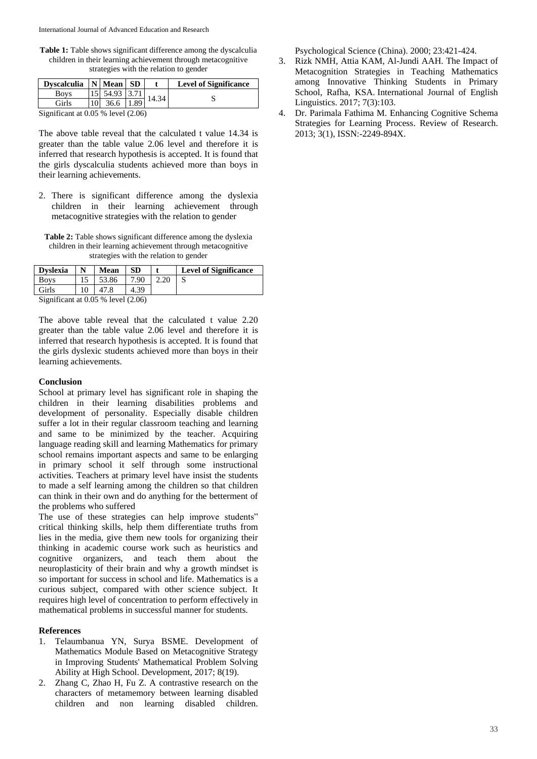**Table 1:** Table shows significant difference among the dyscalculia children in their learning achievement through metacognitive strategies with the relation to gender

| Dyscalculia | N | Mean | SD | t | Level of Significance |
|---|---|---|---|---|---|
| Boys | 15 | 54.93 | 3.71 | 14.34 | S |
| Girls | 10 | 36.6 | 1.89 | | |

Significant at 0.05 % level (2.06)

The above table reveal that the calculated t value 14.34 is greater than the table value 2.06 level and therefore it is inferred that research hypothesis is accepted. It is found that the girls dyscalculia students achieved more than boys in their learning achievements.

2. There is significant difference among the dyslexia children in their learning achievement through metacognitive strategies with the relation to gender

**Table 2:** Table shows significant difference among the dyslexia children in their learning achievement through metacognitive strategies with the relation to gender

| Dyslexia | N | Mean | SD | t | Level of Significance |
|---|---|---|---|---|---|
| Boys | 15 | 53.86 | 7.90 | 2.20 | S |
| Girls | 10 | 47.8 | 4.39 | | |

Significant at 0.05 % level (2.06)

The above table reveal that the calculated t value 2.20 greater than the table value 2.06 level and therefore it is inferred that research hypothesis is accepted. It is found that the girls dyslexic students achieved more than boys in their learning achievements.

## Conclusion

School at primary level has significant role in shaping the children in their learning disabilities problems and development of personality. Especially disable children suffer a lot in their regular classroom teaching and learning and same to be minimized by the teacher. Acquiring language reading skill and learning Mathematics for primary school remains important aspects and same to be enlarging in primary school it self through some instructional activities. Teachers at primary level have insist the students to made a self learning among the children so that children can think in their own and do anything for the betterment of the problems who suffered

The use of these strategies can help improve students" critical thinking skills, help them differentiate truths from lies in the media, give them new tools for organizing their thinking in academic course work such as heuristics and cognitive organizers, and teach them about the neuroplasticity of their brain and why a growth mindset is so important for success in school and life. Mathematics is a curious subject, compared with other science subject. It requires high level of concentration to perform effectively in mathematical problems in successful manner for students.

## References

1. Telaumbanua YN, Surya BSME. Development of Mathematics Module Based on Metacognitive Strategy in Improving Students' Mathematical Problem Solving Ability at High School. Development, 2017; 8(19).
2. Zhang C, Zhao H, Fu Z. A contrastive research on the characters of metamemory between learning disabled children and non learning disabled children. Psychological Science (China). 2000; 23:421-424.
3. Rizk NMH, Attia KAM, Al-Jundi AAH. The Impact of Metacognition Strategies in Teaching Mathematics among Innovative Thinking Students in Primary School, Rafha, KSA. International Journal of English Linguistics. 2017; 7(3):103.
4. Dr. Parimala Fathima M. Enhancing Cognitive Schema Strategies for Learning Process. Review of Research. 2013; 3(1), ISSN:-2249-894X.